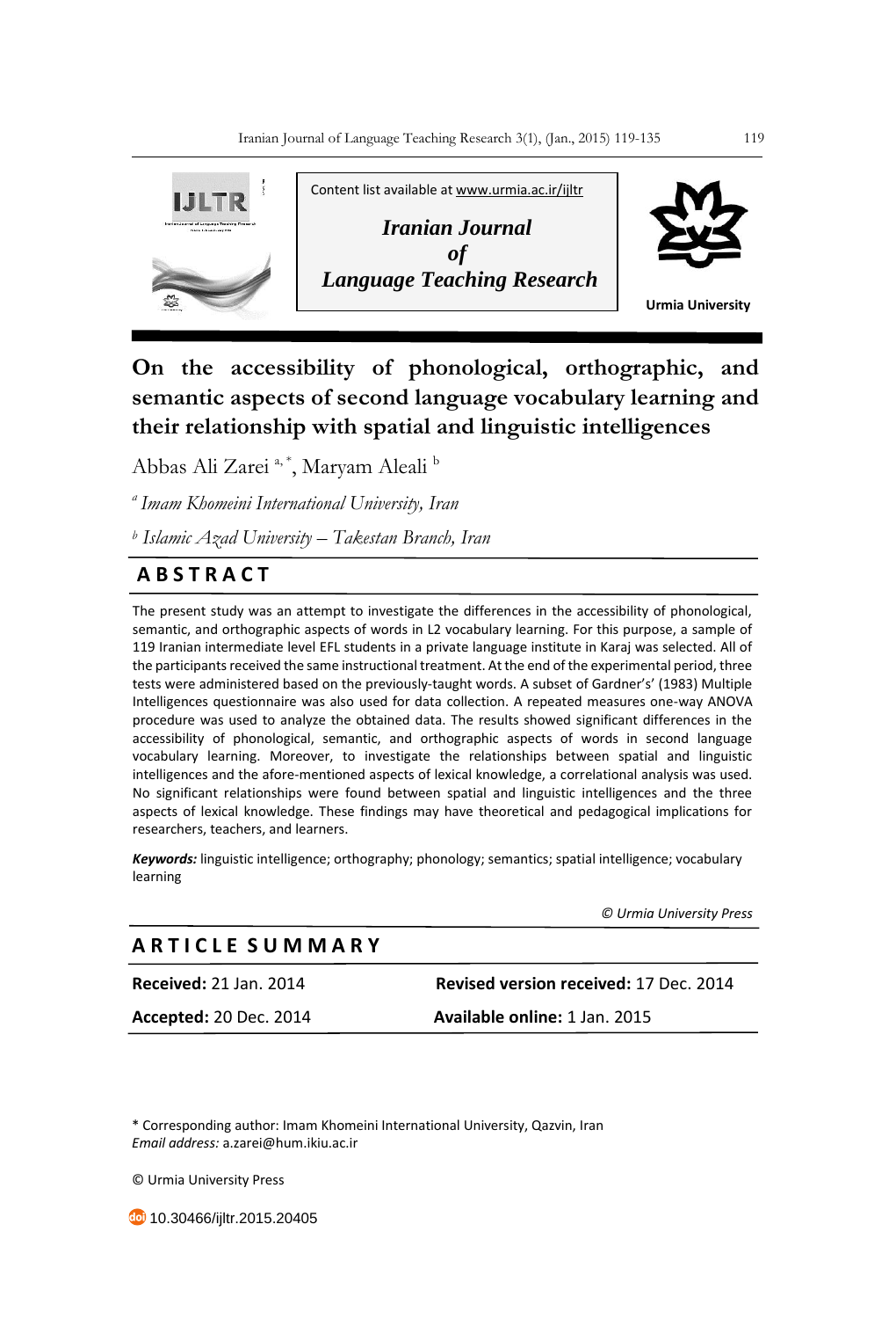Content list available at www.urmia.ac.ir/ijltr

*Iranian Journal of Language Teaching Research*

Urmia University

# On the accessibility of phonological, orthographic, and semantic aspects of second language vocabulary learning and their relationship with spatial and linguistic intelligences

Abbas Ali Zarei [a, *], Maryam Aleali [b]

[a] *Imam Khomeini International University, Iran*

[b] *Islamic Azad University – Takestan Branch, Iran*

## ABSTRACT

The present study was an attempt to investigate the differences in the accessibility of phonological, semantic, and orthographic aspects of words in L2 vocabulary learning. For this purpose, a sample of 119 Iranian intermediate level EFL students in a private language institute in Karaj was selected. All of the participants received the same instructional treatment. At the end of the experimental period, three tests were administered based on the previously-taught words. A subset of Gardner's' (1983) Multiple Intelligences questionnaire was also used for data collection. A repeated measures one-way ANOVA procedure was used to analyze the obtained data. The results showed significant differences in the accessibility of phonological, semantic, and orthographic aspects of words in second language vocabulary learning. Moreover, to investigate the relationships between spatial and linguistic intelligences and the afore-mentioned aspects of lexical knowledge, a correlational analysis was used. No significant relationships were found between spatial and linguistic intelligences and the three aspects of lexical knowledge. These findings may have theoretical and pedagogical implications for researchers, teachers, and learners.

***Keywords:*** linguistic intelligence; orthography; phonology; semantics; spatial intelligence; vocabulary learning

*© Urmia University Press*

## ARTICLE SUMMARY

| | |
|---|---|
| **Received:** 21 Jan. 2014 | **Revised version received:** 17 Dec. 2014 |
| **Accepted:** 20 Dec. 2014 | **Available online:** 1 Jan. 2015 |

\* Corresponding author: Imam Khomeini International University, Qazvin, Iran
*Email address:* a.zarei@hum.ikiu.ac.ir

© Urmia University Press

10.30466/ijltr.2015.20405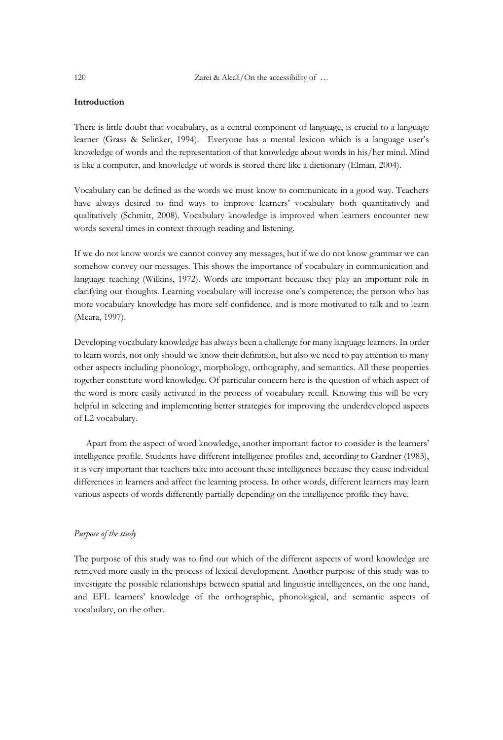## Introduction

There is little doubt that vocabulary, as a central component of language, is crucial to a language learner (Grass & Selinker, 1994). Everyone has a mental lexicon which is a language user's knowledge of words and the representation of that knowledge about words in his/her mind. Mind is like a computer, and knowledge of words is stored there like a dictionary (Elman, 2004).

Vocabulary can be defined as the words we must know to communicate in a good way. Teachers have always desired to find ways to improve learners' vocabulary both quantitatively and qualitatively (Schmitt, 2008). Vocabulary knowledge is improved when learners encounter new words several times in context through reading and listening.

If we do not know words we cannot convey any messages, but if we do not know grammar we can somehow convey our messages. This shows the importance of vocabulary in communication and language teaching (Wilkins, 1972). Words are important because they play an important role in clarifying our thoughts. Learning vocabulary will increase one's competence; the person who has more vocabulary knowledge has more self-confidence, and is more motivated to talk and to learn (Meara, 1997).

Developing vocabulary knowledge has always been a challenge for many language learners. In order to learn words, not only should we know their definition, but also we need to pay attention to many other aspects including phonology, morphology, orthography, and semantics. All these properties together constitute word knowledge. Of particular concern here is the question of which aspect of the word is more easily activated in the process of vocabulary recall. Knowing this will be very helpful in selecting and implementing better strategies for improving the underdeveloped aspects of L2 vocabulary.

Apart from the aspect of word knowledge, another important factor to consider is the learners' intelligence profile. Students have different intelligence profiles and, according to Gardner (1983), it is very important that teachers take into account these intelligences because they cause individual differences in learners and affect the learning process. In other words, different learners may learn various aspects of words differently partially depending on the intelligence profile they have.

### *Purpose of the study*

The purpose of this study was to find out which of the different aspects of word knowledge are retrieved more easily in the process of lexical development. Another purpose of this study was to investigate the possible relationships between spatial and linguistic intelligences, on the one hand, and EFL learners' knowledge of the orthographic, phonological, and semantic aspects of vocabulary, on the other.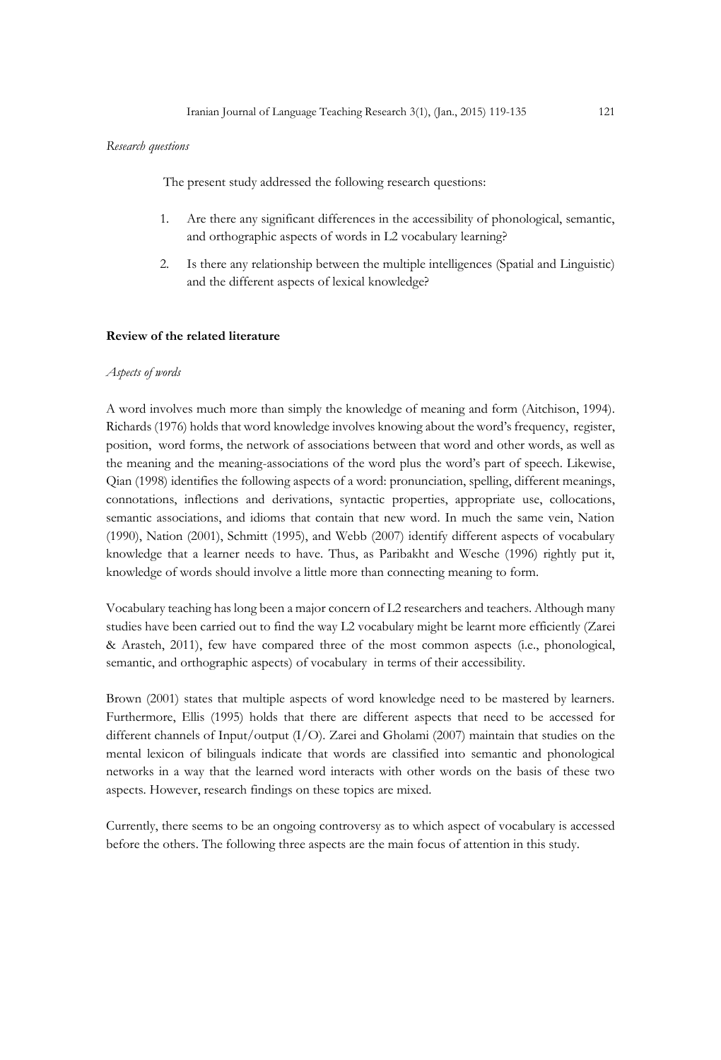*Research questions*

The present study addressed the following research questions:

1. Are there any significant differences in the accessibility of phonological, semantic, and orthographic aspects of words in L2 vocabulary learning?
2. Is there any relationship between the multiple intelligences (Spatial and Linguistic) and the different aspects of lexical knowledge?

**Review of the related literature**

*Aspects of words*

A word involves much more than simply the knowledge of meaning and form (Aitchison, 1994). Richards (1976) holds that word knowledge involves knowing about the word's frequency, register, position, word forms, the network of associations between that word and other words, as well as the meaning and the meaning-associations of the word plus the word's part of speech. Likewise, Qian (1998) identifies the following aspects of a word: pronunciation, spelling, different meanings, connotations, inflections and derivations, syntactic properties, appropriate use, collocations, semantic associations, and idioms that contain that new word. In much the same vein, Nation (1990), Nation (2001), Schmitt (1995), and Webb (2007) identify different aspects of vocabulary knowledge that a learner needs to have. Thus, as Paribakht and Wesche (1996) rightly put it, knowledge of words should involve a little more than connecting meaning to form.

Vocabulary teaching has long been a major concern of L2 researchers and teachers. Although many studies have been carried out to find the way L2 vocabulary might be learnt more efficiently (Zarei & Arasteh, 2011), few have compared three of the most common aspects (i.e., phonological, semantic, and orthographic aspects) of vocabulary in terms of their accessibility.

Brown (2001) states that multiple aspects of word knowledge need to be mastered by learners. Furthermore, Ellis (1995) holds that there are different aspects that need to be accessed for different channels of Input/output (I/O). Zarei and Gholami (2007) maintain that studies on the mental lexicon of bilinguals indicate that words are classified into semantic and phonological networks in a way that the learned word interacts with other words on the basis of these two aspects. However, research findings on these topics are mixed.

Currently, there seems to be an ongoing controversy as to which aspect of vocabulary is accessed before the others. The following three aspects are the main focus of attention in this study.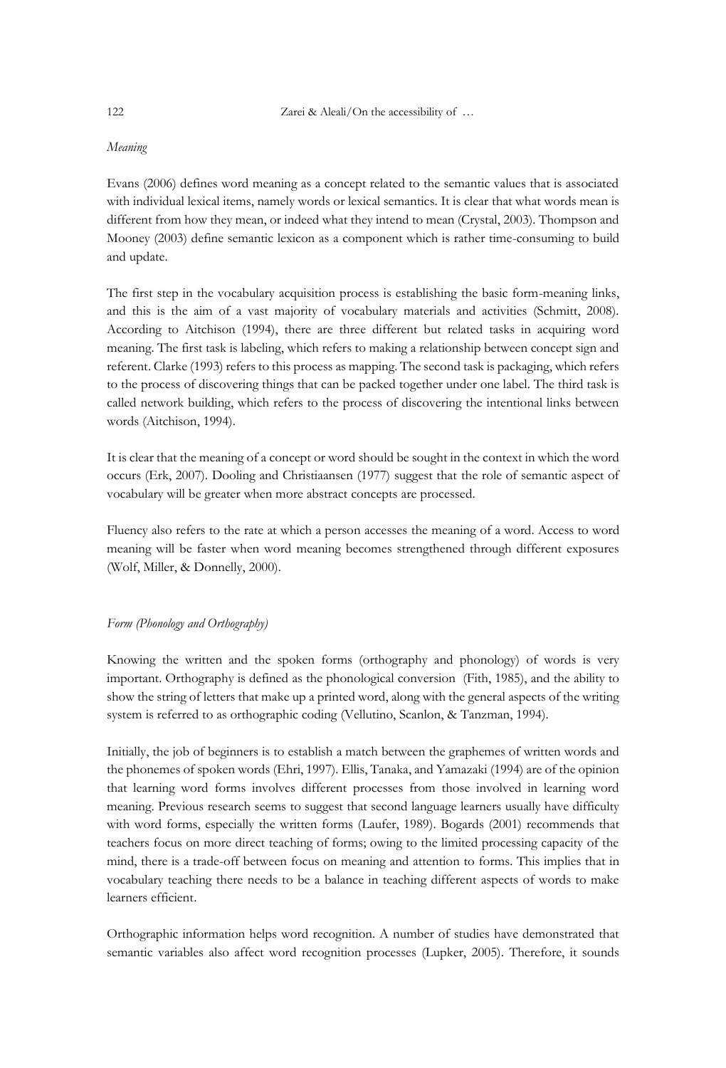*Meaning*

Evans (2006) defines word meaning as a concept related to the semantic values that is associated with individual lexical items, namely words or lexical semantics. It is clear that what words mean is different from how they mean, or indeed what they intend to mean (Crystal, 2003). Thompson and Mooney (2003) define semantic lexicon as a component which is rather time-consuming to build and update.

The first step in the vocabulary acquisition process is establishing the basic form-meaning links, and this is the aim of a vast majority of vocabulary materials and activities (Schmitt, 2008). According to Aitchison (1994), there are three different but related tasks in acquiring word meaning. The first task is labeling, which refers to making a relationship between concept sign and referent. Clarke (1993) refers to this process as mapping. The second task is packaging, which refers to the process of discovering things that can be packed together under one label. The third task is called network building, which refers to the process of discovering the intentional links between words (Aitchison, 1994).

It is clear that the meaning of a concept or word should be sought in the context in which the word occurs (Erk, 2007). Dooling and Christiaansen (1977) suggest that the role of semantic aspect of vocabulary will be greater when more abstract concepts are processed.

Fluency also refers to the rate at which a person accesses the meaning of a word. Access to word meaning will be faster when word meaning becomes strengthened through different exposures (Wolf, Miller, & Donnelly, 2000).

*Form (Phonology and Orthography)*

Knowing the written and the spoken forms (orthography and phonology) of words is very important. Orthography is defined as the phonological conversion (Fith, 1985), and the ability to show the string of letters that make up a printed word, along with the general aspects of the writing system is referred to as orthographic coding (Vellutino, Scanlon, & Tanzman, 1994).

Initially, the job of beginners is to establish a match between the graphemes of written words and the phonemes of spoken words (Ehri, 1997). Ellis, Tanaka, and Yamazaki (1994) are of the opinion that learning word forms involves different processes from those involved in learning word meaning. Previous research seems to suggest that second language learners usually have difficulty with word forms, especially the written forms (Laufer, 1989). Bogards (2001) recommends that teachers focus on more direct teaching of forms; owing to the limited processing capacity of the mind, there is a trade-off between focus on meaning and attention to forms. This implies that in vocabulary teaching there needs to be a balance in teaching different aspects of words to make learners efficient.

Orthographic information helps word recognition. A number of studies have demonstrated that semantic variables also affect word recognition processes (Lupker, 2005). Therefore, it sounds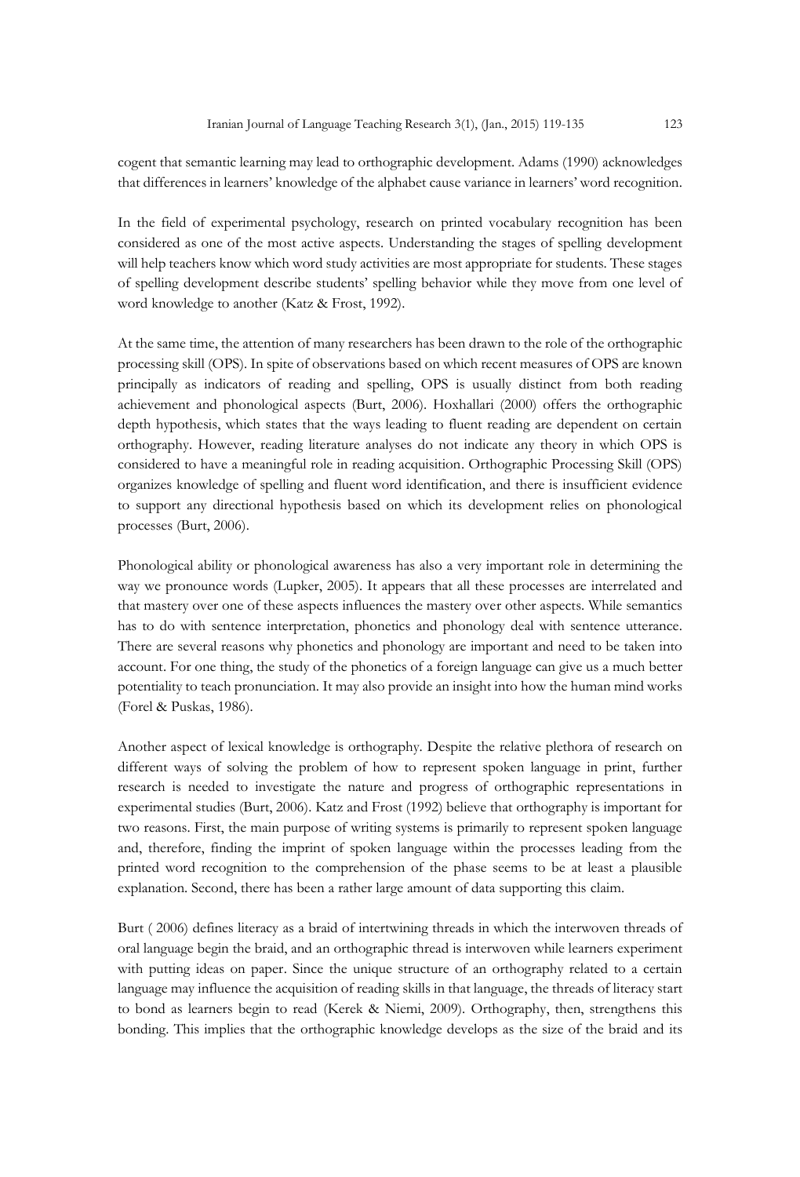cogent that semantic learning may lead to orthographic development. Adams (1990) acknowledges that differences in learners' knowledge of the alphabet cause variance in learners' word recognition.

In the field of experimental psychology, research on printed vocabulary recognition has been considered as one of the most active aspects. Understanding the stages of spelling development will help teachers know which word study activities are most appropriate for students. These stages of spelling development describe students' spelling behavior while they move from one level of word knowledge to another (Katz & Frost, 1992).

At the same time, the attention of many researchers has been drawn to the role of the orthographic processing skill (OPS). In spite of observations based on which recent measures of OPS are known principally as indicators of reading and spelling, OPS is usually distinct from both reading achievement and phonological aspects (Burt, 2006). Hoxhallari (2000) offers the orthographic depth hypothesis, which states that the ways leading to fluent reading are dependent on certain orthography. However, reading literature analyses do not indicate any theory in which OPS is considered to have a meaningful role in reading acquisition. Orthographic Processing Skill (OPS) organizes knowledge of spelling and fluent word identification, and there is insufficient evidence to support any directional hypothesis based on which its development relies on phonological processes (Burt, 2006).

Phonological ability or phonological awareness has also a very important role in determining the way we pronounce words (Lupker, 2005). It appears that all these processes are interrelated and that mastery over one of these aspects influences the mastery over other aspects. While semantics has to do with sentence interpretation, phonetics and phonology deal with sentence utterance. There are several reasons why phonetics and phonology are important and need to be taken into account. For one thing, the study of the phonetics of a foreign language can give us a much better potentiality to teach pronunciation. It may also provide an insight into how the human mind works (Forel & Puskas, 1986).

Another aspect of lexical knowledge is orthography. Despite the relative plethora of research on different ways of solving the problem of how to represent spoken language in print, further research is needed to investigate the nature and progress of orthographic representations in experimental studies (Burt, 2006). Katz and Frost (1992) believe that orthography is important for two reasons. First, the main purpose of writing systems is primarily to represent spoken language and, therefore, finding the imprint of spoken language within the processes leading from the printed word recognition to the comprehension of the phase seems to be at least a plausible explanation. Second, there has been a rather large amount of data supporting this claim.

Burt ( 2006) defines literacy as a braid of intertwining threads in which the interwoven threads of oral language begin the braid, and an orthographic thread is interwoven while learners experiment with putting ideas on paper. Since the unique structure of an orthography related to a certain language may influence the acquisition of reading skills in that language, the threads of literacy start to bond as learners begin to read (Kerek & Niemi, 2009). Orthography, then, strengthens this bonding. This implies that the orthographic knowledge develops as the size of the braid and its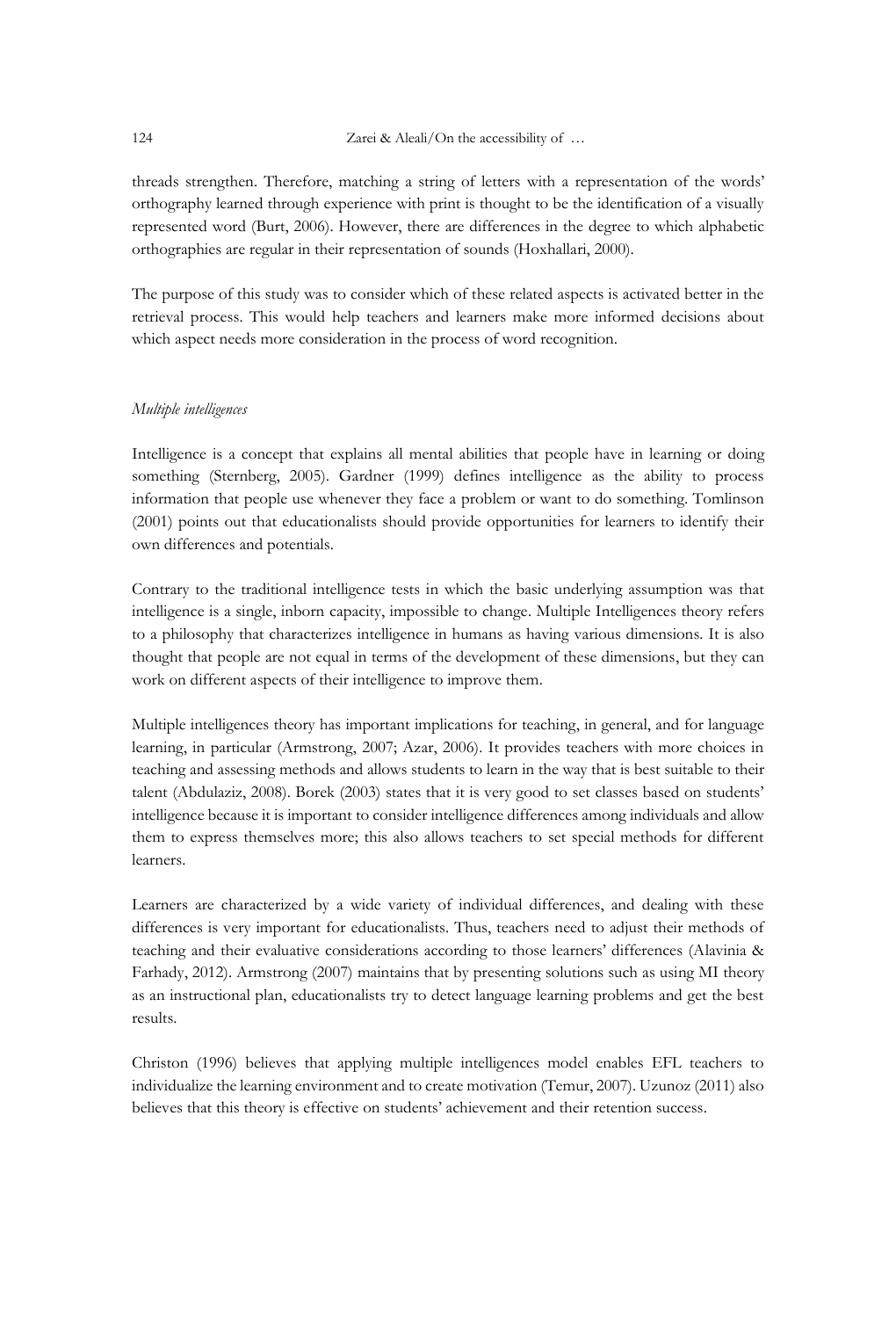threads strengthen. Therefore, matching a string of letters with a representation of the words' orthography learned through experience with print is thought to be the identification of a visually represented word (Burt, 2006). However, there are differences in the degree to which alphabetic orthographies are regular in their representation of sounds (Hoxhallari, 2000).

The purpose of this study was to consider which of these related aspects is activated better in the retrieval process. This would help teachers and learners make more informed decisions about which aspect needs more consideration in the process of word recognition.

*Multiple intelligences*

Intelligence is a concept that explains all mental abilities that people have in learning or doing something (Sternberg, 2005). Gardner (1999) defines intelligence as the ability to process information that people use whenever they face a problem or want to do something. Tomlinson (2001) points out that educationalists should provide opportunities for learners to identify their own differences and potentials.

Contrary to the traditional intelligence tests in which the basic underlying assumption was that intelligence is a single, inborn capacity, impossible to change. Multiple Intelligences theory refers to a philosophy that characterizes intelligence in humans as having various dimensions. It is also thought that people are not equal in terms of the development of these dimensions, but they can work on different aspects of their intelligence to improve them.

Multiple intelligences theory has important implications for teaching, in general, and for language learning, in particular (Armstrong, 2007; Azar, 2006). It provides teachers with more choices in teaching and assessing methods and allows students to learn in the way that is best suitable to their talent (Abdulaziz, 2008). Borek (2003) states that it is very good to set classes based on students' intelligence because it is important to consider intelligence differences among individuals and allow them to express themselves more; this also allows teachers to set special methods for different learners.

Learners are characterized by a wide variety of individual differences, and dealing with these differences is very important for educationalists. Thus, teachers need to adjust their methods of teaching and their evaluative considerations according to those learners' differences (Alavinia & Farhady, 2012). Armstrong (2007) maintains that by presenting solutions such as using MI theory as an instructional plan, educationalists try to detect language learning problems and get the best results.

Christon (1996) believes that applying multiple intelligences model enables EFL teachers to individualize the learning environment and to create motivation (Temur, 2007). Uzunoz (2011) also believes that this theory is effective on students' achievement and their retention success.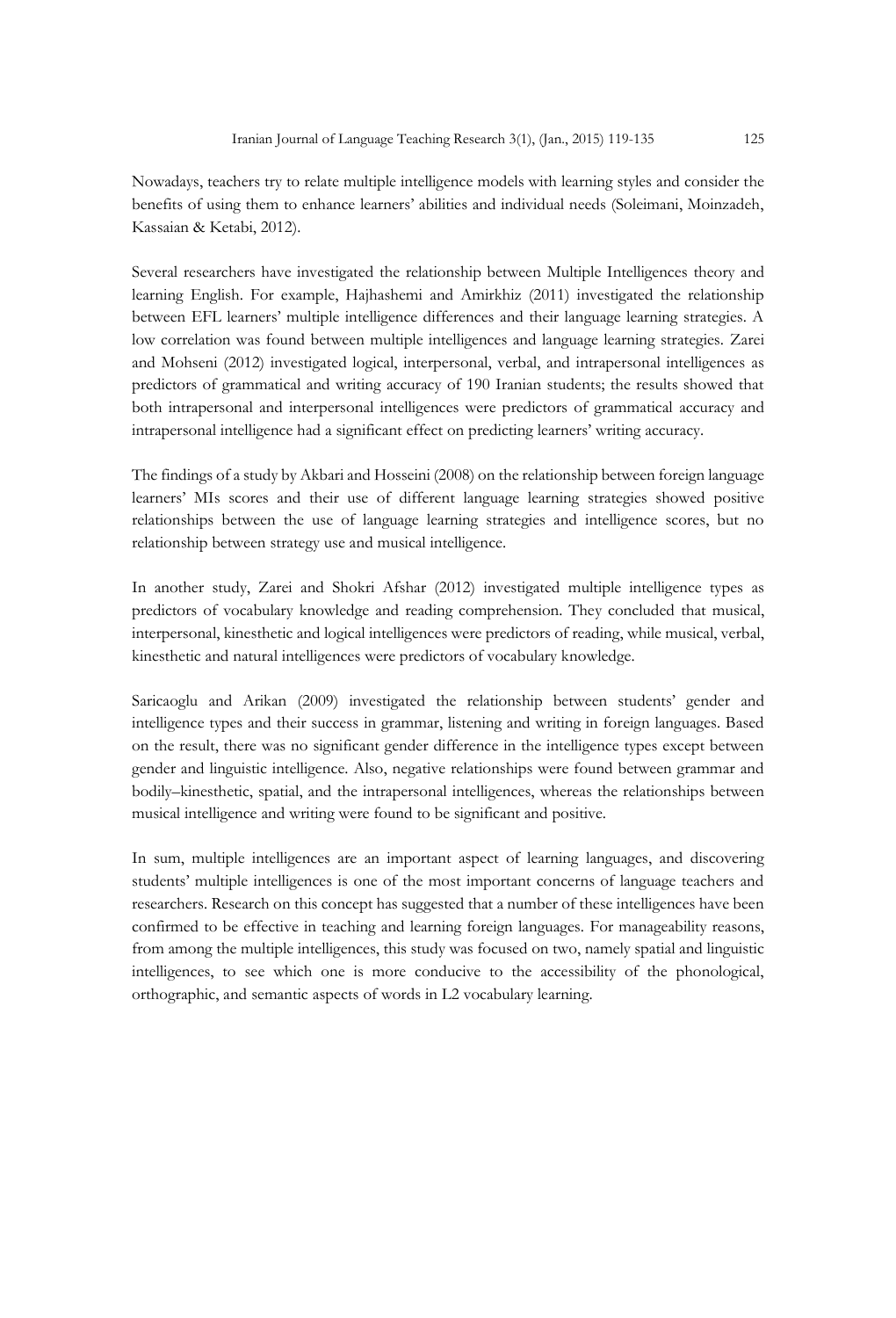Nowadays, teachers try to relate multiple intelligence models with learning styles and consider the benefits of using them to enhance learners' abilities and individual needs (Soleimani, Moinzadeh, Kassaian & Ketabi, 2012).

Several researchers have investigated the relationship between Multiple Intelligences theory and learning English. For example, Hajhashemi and Amirkhiz (2011) investigated the relationship between EFL learners' multiple intelligence differences and their language learning strategies. A low correlation was found between multiple intelligences and language learning strategies. Zarei and Mohseni (2012) investigated logical, interpersonal, verbal, and intrapersonal intelligences as predictors of grammatical and writing accuracy of 190 Iranian students; the results showed that both intrapersonal and interpersonal intelligences were predictors of grammatical accuracy and intrapersonal intelligence had a significant effect on predicting learners' writing accuracy.

The findings of a study by Akbari and Hosseini (2008) on the relationship between foreign language learners' MIs scores and their use of different language learning strategies showed positive relationships between the use of language learning strategies and intelligence scores, but no relationship between strategy use and musical intelligence.

In another study, Zarei and Shokri Afshar (2012) investigated multiple intelligence types as predictors of vocabulary knowledge and reading comprehension. They concluded that musical, interpersonal, kinesthetic and logical intelligences were predictors of reading, while musical, verbal, kinesthetic and natural intelligences were predictors of vocabulary knowledge.

Saricaoglu and Arikan (2009) investigated the relationship between students' gender and intelligence types and their success in grammar, listening and writing in foreign languages. Based on the result, there was no significant gender difference in the intelligence types except between gender and linguistic intelligence. Also, negative relationships were found between grammar and bodily–kinesthetic, spatial, and the intrapersonal intelligences, whereas the relationships between musical intelligence and writing were found to be significant and positive.

In sum, multiple intelligences are an important aspect of learning languages, and discovering students' multiple intelligences is one of the most important concerns of language teachers and researchers. Research on this concept has suggested that a number of these intelligences have been confirmed to be effective in teaching and learning foreign languages. For manageability reasons, from among the multiple intelligences, this study was focused on two, namely spatial and linguistic intelligences, to see which one is more conducive to the accessibility of the phonological, orthographic, and semantic aspects of words in L2 vocabulary learning.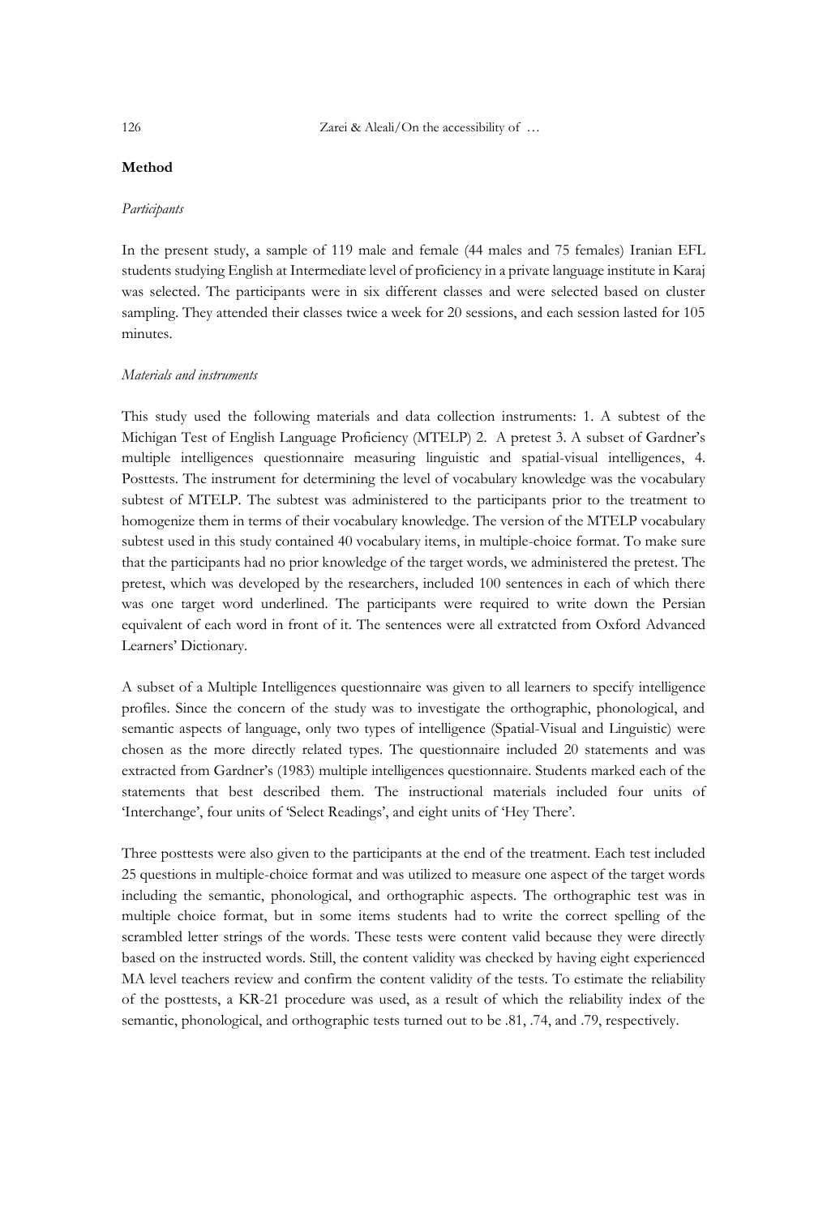## Method

*Participants*

In the present study, a sample of 119 male and female (44 males and 75 females) Iranian EFL students studying English at Intermediate level of proficiency in a private language institute in Karaj was selected. The participants were in six different classes and were selected based on cluster sampling. They attended their classes twice a week for 20 sessions, and each session lasted for 105 minutes.

*Materials and instruments*

This study used the following materials and data collection instruments: 1. A subtest of the Michigan Test of English Language Proficiency (MTELP) 2. A pretest 3. A subset of Gardner's multiple intelligences questionnaire measuring linguistic and spatial-visual intelligences, 4. Posttests. The instrument for determining the level of vocabulary knowledge was the vocabulary subtest of MTELP. The subtest was administered to the participants prior to the treatment to homogenize them in terms of their vocabulary knowledge. The version of the MTELP vocabulary subtest used in this study contained 40 vocabulary items, in multiple-choice format. To make sure that the participants had no prior knowledge of the target words, we administered the pretest. The pretest, which was developed by the researchers, included 100 sentences in each of which there was one target word underlined. The participants were required to write down the Persian equivalent of each word in front of it. The sentences were all extratcted from Oxford Advanced Learners' Dictionary.

A subset of a Multiple Intelligences questionnaire was given to all learners to specify intelligence profiles. Since the concern of the study was to investigate the orthographic, phonological, and semantic aspects of language, only two types of intelligence (Spatial-Visual and Linguistic) were chosen as the more directly related types. The questionnaire included 20 statements and was extracted from Gardner's (1983) multiple intelligences questionnaire. Students marked each of the statements that best described them. The instructional materials included four units of 'Interchange', four units of 'Select Readings', and eight units of 'Hey There'.

Three posttests were also given to the participants at the end of the treatment. Each test included 25 questions in multiple-choice format and was utilized to measure one aspect of the target words including the semantic, phonological, and orthographic aspects. The orthographic test was in multiple choice format, but in some items students had to write the correct spelling of the scrambled letter strings of the words. These tests were content valid because they were directly based on the instructed words. Still, the content validity was checked by having eight experienced MA level teachers review and confirm the content validity of the tests. To estimate the reliability of the posttests, a KR-21 procedure was used, as a result of which the reliability index of the semantic, phonological, and orthographic tests turned out to be .81, .74, and .79, respectively.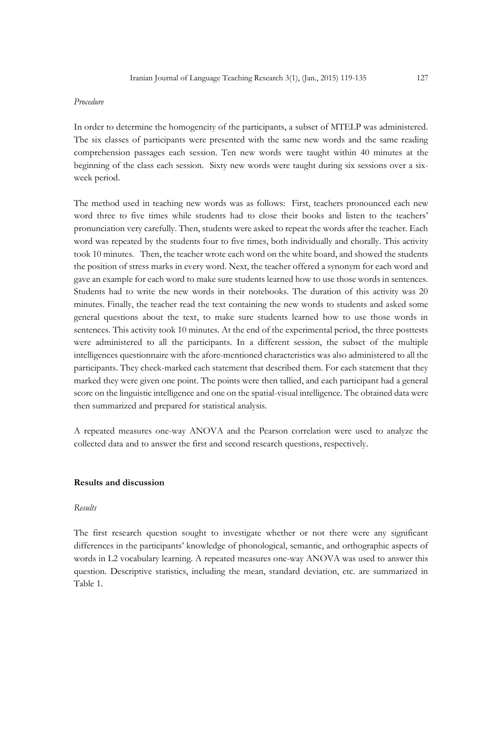*Procedure*

In order to determine the homogeneity of the participants, a subset of MTELP was administered. The six classes of participants were presented with the same new words and the same reading comprehension passages each session. Ten new words were taught within 40 minutes at the beginning of the class each session. Sixty new words were taught during six sessions over a six-week period.

The method used in teaching new words was as follows: First, teachers pronounced each new word three to five times while students had to close their books and listen to the teachers' pronunciation very carefully. Then, students were asked to repeat the words after the teacher. Each word was repeated by the students four to five times, both individually and chorally. This activity took 10 minutes. Then, the teacher wrote each word on the white board, and showed the students the position of stress marks in every word. Next, the teacher offered a synonym for each word and gave an example for each word to make sure students learned how to use those words in sentences. Students had to write the new words in their notebooks. The duration of this activity was 20 minutes. Finally, the teacher read the text containing the new words to students and asked some general questions about the text, to make sure students learned how to use those words in sentences. This activity took 10 minutes. At the end of the experimental period, the three posttests were administered to all the participants. In a different session, the subset of the multiple intelligences questionnaire with the afore-mentioned characteristics was also administered to all the participants. They check-marked each statement that described them. For each statement that they marked they were given one point. The points were then tallied, and each participant had a general score on the linguistic intelligence and one on the spatial-visual intelligence. The obtained data were then summarized and prepared for statistical analysis.

A repeated measures one-way ANOVA and the Pearson correlation were used to analyze the collected data and to answer the first and second research questions, respectively.

## Results and discussion

*Results*

The first research question sought to investigate whether or not there were any significant differences in the participants' knowledge of phonological, semantic, and orthographic aspects of words in L2 vocabulary learning. A repeated measures one-way ANOVA was used to answer this question. Descriptive statistics, including the mean, standard deviation, etc. are summarized in Table 1.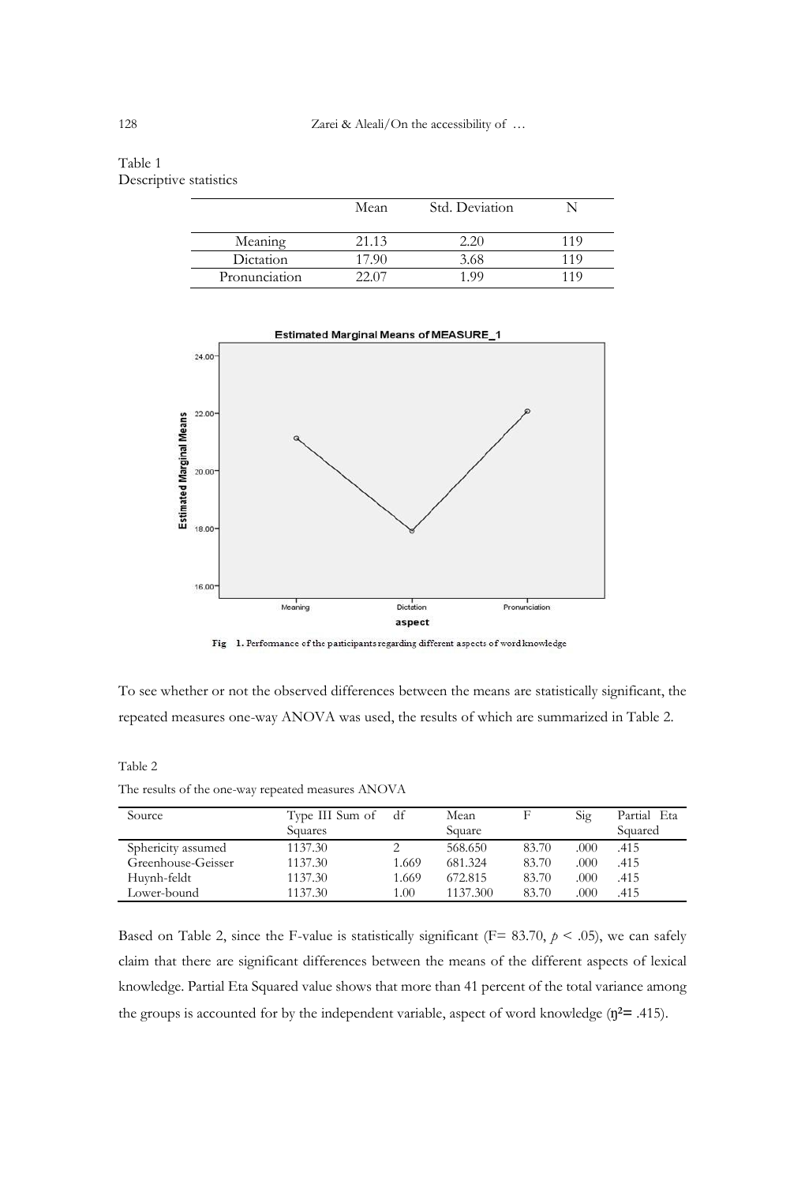Table 1
Descriptive statistics

| | Mean | Std. Deviation | N |
|---|---|---|---|
| Meaning | 21.13 | 2.20 | 119 |
| Dictation | 17.90 | 3.68 | 119 |
| Pronunciation | 22.07 | 1.99 | 119 |

Fig 1. Performance of the participants regarding different aspects of word knowledge

To see whether or not the observed differences between the means are statistically significant, the repeated measures one-way ANOVA was used, the results of which are summarized in Table 2.

Table 2
The results of the one-way repeated measures ANOVA

| Source | Type III Sum of Squares | df | Mean Square | F | Sig | Partial Eta Squared |
|---|---|---|---|---|---|---|
| Sphericity assumed | 1137.30 | 2 | 568.650 | 83.70 | .000 | .415 |
| Greenhouse-Geisser | 1137.30 | 1.669 | 681.324 | 83.70 | .000 | .415 |
| Huynh-feldt | 1137.30 | 1.669 | 672.815 | 83.70 | .000 | .415 |
| Lower-bound | 1137.30 | 1.00 | 1137.300 | 83.70 | .000 | .415 |

Based on Table 2, since the F-value is statistically significant ($F = 83.70$, $p < .05$), we can safely claim that there are significant differences between the means of the different aspects of lexical knowledge. Partial Eta Squared value shows that more than 41 percent of the total variance among the groups is accounted for by the independent variable, aspect of word knowledge ($\eta^2 = .415$).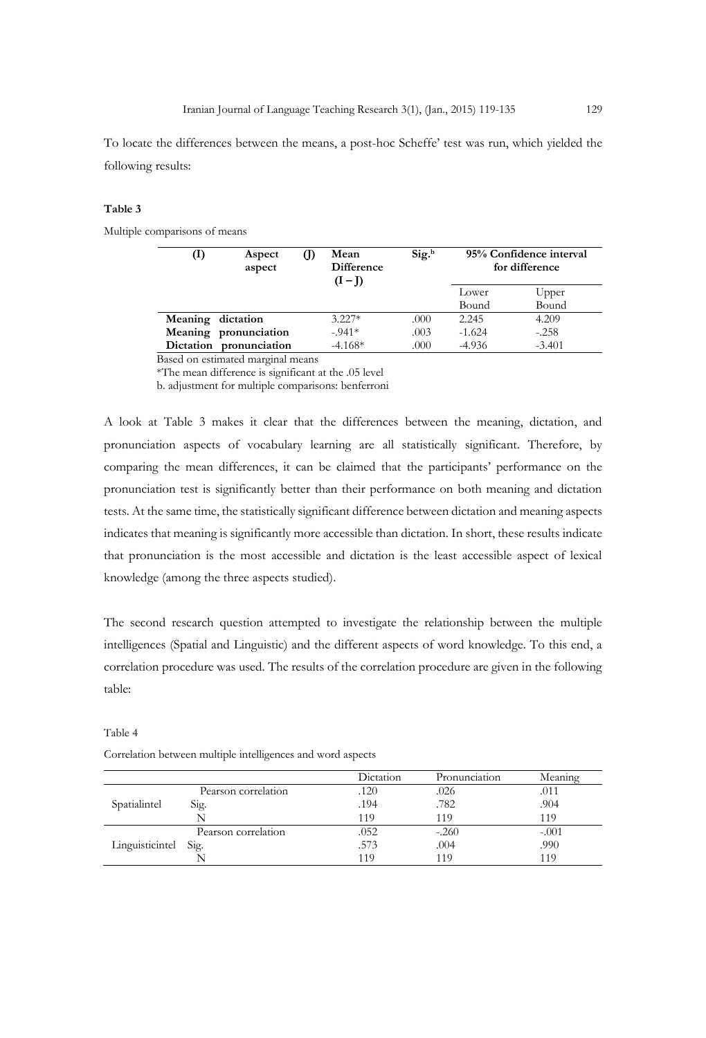To locate the differences between the means, a post-hoc Scheffe' test was run, which yielded the following results:

**Table 3**

Multiple comparisons of means

| (I) Aspect | (J) aspect | Mean Difference (I – J) | Sig.[b] | 95% Confidence interval for difference | |
|---|---|---|---|---|---|
| | | | | Lower Bound | Upper Bound |
| **Meaning** | **dictation** | 3.227* | .000 | 2.245 | 4.209 |
| **Meaning** | **pronunciation** | -.941* | .003 | -1.624 | -.258 |
| **Dictation** | **pronunciation** | -4.168* | .000 | -4.936 | -3.401 |

Based on estimated marginal means

*The mean difference is significant at the .05 level

b. adjustment for multiple comparisons: benferroni

A look at Table 3 makes it clear that the differences between the meaning, dictation, and pronunciation aspects of vocabulary learning are all statistically significant. Therefore, by comparing the mean differences, it can be claimed that the participants' performance on the pronunciation test is significantly better than their performance on both meaning and dictation tests. At the same time, the statistically significant difference between dictation and meaning aspects indicates that meaning is significantly more accessible than dictation. In short, these results indicate that pronunciation is the most accessible and dictation is the least accessible aspect of lexical knowledge (among the three aspects studied).

The second research question attempted to investigate the relationship between the multiple intelligences (Spatial and Linguistic) and the different aspects of word knowledge. To this end, a correlation procedure was used. The results of the correlation procedure are given in the following table:

Table 4

Correlation between multiple intelligences and word aspects

| | | Dictation | Pronunciation | Meaning |
|---|---|---|---|---|
| Spatialintel | Pearson correlation | .120 | .026 | .011 |
| | Sig. | .194 | .782 | .904 |
| | N | 119 | 119 | 119 |
| Linguisticintel | Pearson correlation | .052 | -.260 | -.001 |
| | Sig. | .573 | .004 | .990 |
| | N | 119 | 119 | 119 |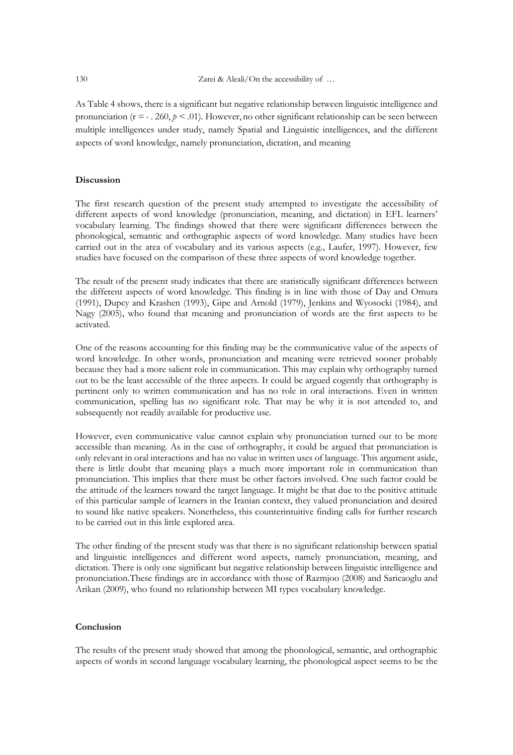As Table 4 shows, there is a significant but negative relationship between linguistic intelligence and pronunciation ($r = -.260$, $p < .01$). However, no other significant relationship can be seen between multiple intelligences under study, namely Spatial and Linguistic intelligences, and the different aspects of word knowledge, namely pronunciation, dictation, and meaning

**Discussion**

The first research question of the present study attempted to investigate the accessibility of different aspects of word knowledge (pronunciation, meaning, and dictation) in EFL learners' vocabulary learning. The findings showed that there were significant differences between the phonological, semantic and orthographic aspects of word knowledge. Many studies have been carried out in the area of vocabulary and its various aspects (e.g., Laufer, 1997). However, few studies have focused on the comparison of these three aspects of word knowledge together.

The result of the present study indicates that there are statistically significant differences between the different aspects of word knowledge. This finding is in line with those of Day and Omura (1991), Dupcy and Krashen (1993), Gipe and Arnold (1979), Jenkins and Wyosocki (1984), and Nagy (2005), who found that meaning and pronunciation of words are the first aspects to be activated.

One of the reasons accounting for this finding may be the communicative value of the aspects of word knowledge. In other words, pronunciation and meaning were retrieved sooner probably because they had a more salient role in communication. This may explain why orthography turned out to be the least accessible of the three aspects. It could be argued cogently that orthography is pertinent only to written communication and has no role in oral interactions. Even in written communication, spelling has no significant role. That may be why it is not attended to, and subsequently not readily available for productive use.

However, even communicative value cannot explain why pronunciation turned out to be more accessible than meaning. As in the case of orthography, it could be argued that pronunciation is only relevant in oral interactions and has no value in written uses of language. This argument aside, there is little doubt that meaning plays a much more important role in communication than pronunciation. This implies that there must be other factors involved. One such factor could be the attitude of the learners toward the target language. It might be that due to the positive attitude of this particular sample of learners in the Iranian context, they valued pronunciation and desired to sound like native speakers. Nonetheless, this counterintuitive finding calls for further research to be carried out in this little explored area.

The other finding of the present study was that there is no significant relationship between spatial and linguistic intelligences and different word aspects, namely pronunciation, meaning, and dictation. There is only one significant but negative relationship between linguistic intelligence and pronunciation.These findings are in accordance with those of Razmjoo (2008) and Saricaoglu and Arikan (2009), who found no relationship between MI types vocabulary knowledge.

**Conclusion**

The results of the present study showed that among the phonological, semantic, and orthographic aspects of words in second language vocabulary learning, the phonological aspect seems to be the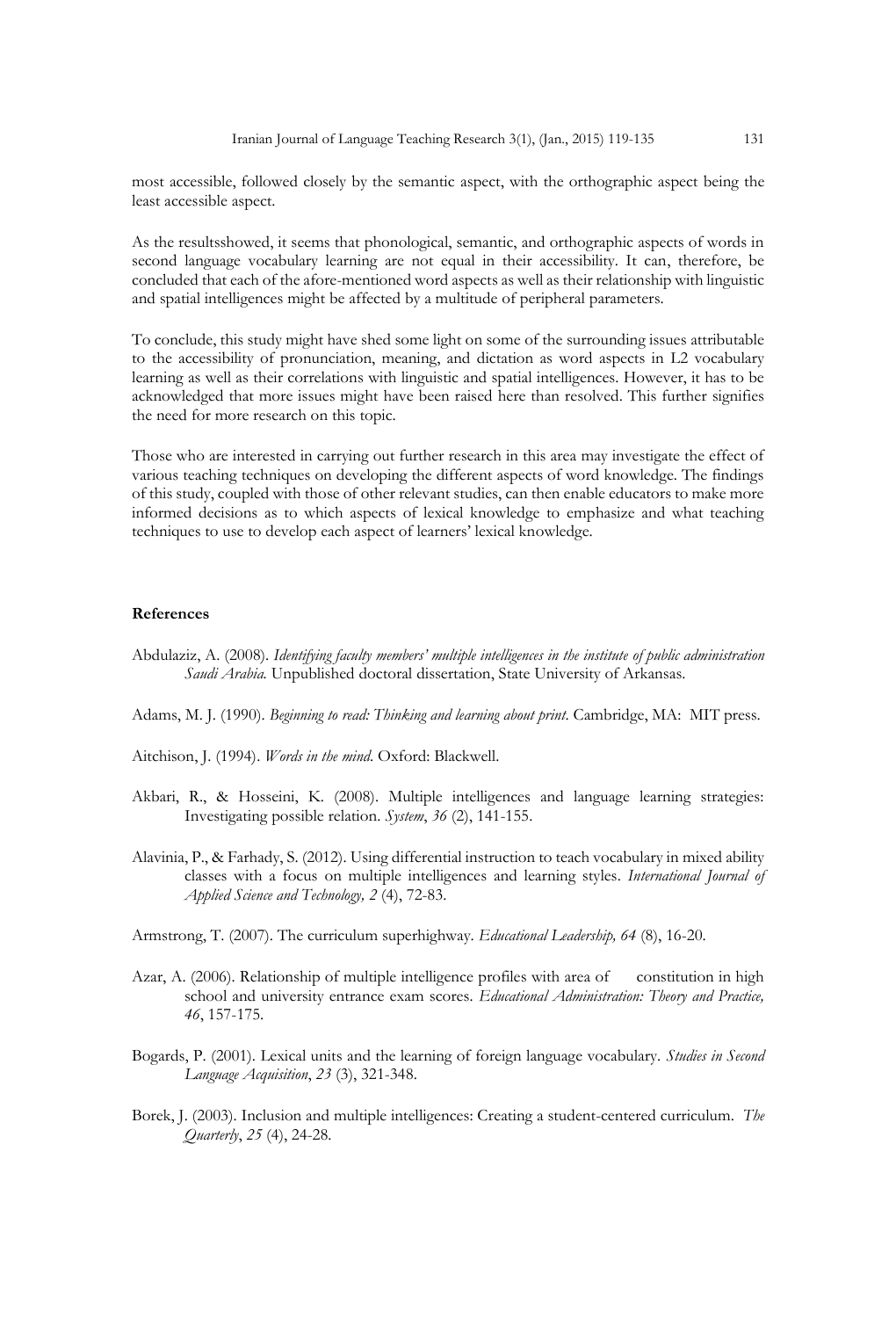most accessible, followed closely by the semantic aspect, with the orthographic aspect being the least accessible aspect.

As the resultsshowed, it seems that phonological, semantic, and orthographic aspects of words in second language vocabulary learning are not equal in their accessibility. It can, therefore, be concluded that each of the afore-mentioned word aspects as well as their relationship with linguistic and spatial intelligences might be affected by a multitude of peripheral parameters.

To conclude, this study might have shed some light on some of the surrounding issues attributable to the accessibility of pronunciation, meaning, and dictation as word aspects in L2 vocabulary learning as well as their correlations with linguistic and spatial intelligences. However, it has to be acknowledged that more issues might have been raised here than resolved. This further signifies the need for more research on this topic.

Those who are interested in carrying out further research in this area may investigate the effect of various teaching techniques on developing the different aspects of word knowledge. The findings of this study, coupled with those of other relevant studies, can then enable educators to make more informed decisions as to which aspects of lexical knowledge to emphasize and what teaching techniques to use to develop each aspect of learners' lexical knowledge.

**References**

Abdulaziz, A. (2008). *Identifying faculty members' multiple intelligences in the institute of public administration Saudi Arabia.* Unpublished doctoral dissertation, State University of Arkansas.

Adams, M. J. (1990). *Beginning to read: Thinking and learning about print*. Cambridge, MA: MIT press.

Aitchison, J. (1994). *Words in the mind.* Oxford: Blackwell.

Akbari, R., & Hosseini, K. (2008). Multiple intelligences and language learning strategies: Investigating possible relation. *System*, *36* (2), 141-155.

Alavinia, P., & Farhady, S. (2012). Using differential instruction to teach vocabulary in mixed ability classes with a focus on multiple intelligences and learning styles. *International Journal of Applied Science and Technology, 2* (4), 72-83.

Armstrong, T. (2007). The curriculum superhighway. *Educational Leadership, 64* (8), 16-20.

Azar, A. (2006). Relationship of multiple intelligence profiles with area of constitution in high school and university entrance exam scores. *Educational Administration: Theory and Practice, 46*, 157-175.

Bogards, P. (2001). Lexical units and the learning of foreign language vocabulary. *Studies in Second Language Acquisition*, *23* (3), 321-348.

Borek, J. (2003). Inclusion and multiple intelligences: Creating a student-centered curriculum. *The Quarterly*, *25* (4), 24-28.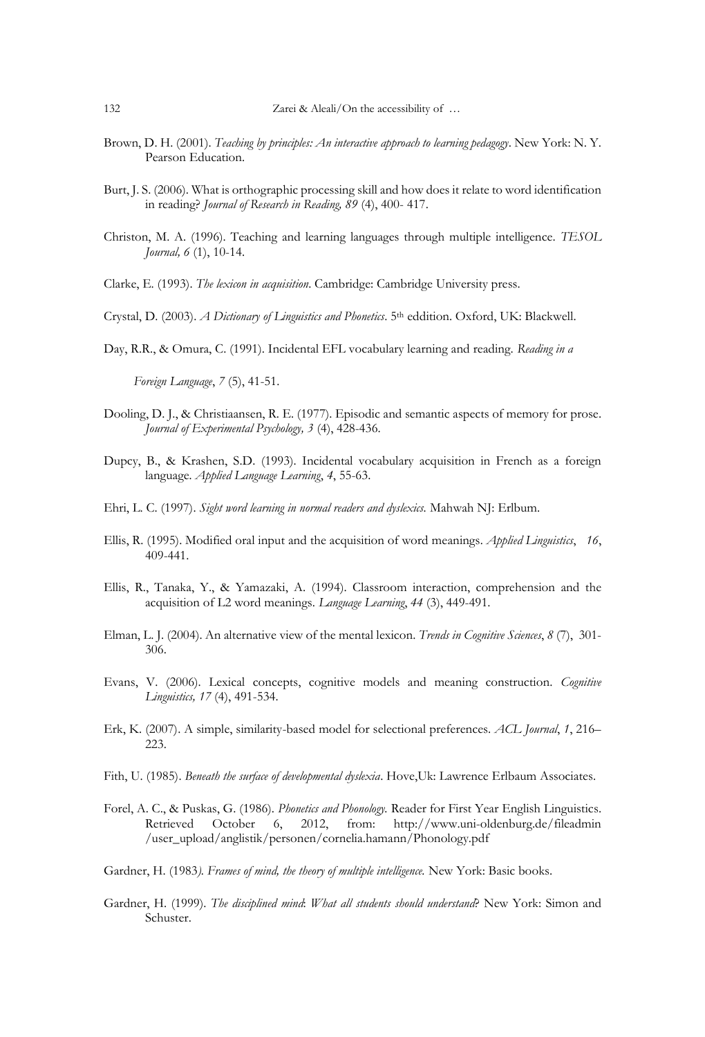Brown, D. H. (2001). *Teaching by principles: An interactive approach to learning pedagogy*. New York: N. Y. Pearson Education.

Burt, J. S. (2006). What is orthographic processing skill and how does it relate to word identification in reading? *Journal of Research in Reading, 89* (4), 400- 417.

Christon, M. A. (1996). Teaching and learning languages through multiple intelligence. *TESOL Journal, 6* (1), 10-14.

Clarke, E. (1993). *The lexicon in acquisition*. Cambridge: Cambridge University press.

Crystal, D. (2003). *A Dictionary of Linguistics and Phonetics*. 5th eddition. Oxford, UK: Blackwell.

Day, R.R., & Omura, C. (1991). Incidental EFL vocabulary learning and reading. *Reading in a Foreign Language*, *7* (5), 41-51.

Dooling, D. J., & Christiaansen, R. E. (1977). Episodic and semantic aspects of memory for prose. *Journal of Experimental Psychology, 3* (4), 428-436.

Dupcy, B., & Krashen, S.D. (1993). Incidental vocabulary acquisition in French as a foreign language. *Applied Language Learning*, *4*, 55-63.

Ehri, L. C. (1997). *Sight word learning in normal readers and dyslexics.* Mahwah NJ: Erlbum.

Ellis, R. (1995). Modified oral input and the acquisition of word meanings. *Applied Linguistics*, *16*, 409-441.

Ellis, R., Tanaka, Y., & Yamazaki, A. (1994). Classroom interaction, comprehension and the acquisition of L2 word meanings. *Language Learning*, *44* (3), 449-491.

Elman, L. J. (2004). An alternative view of the mental lexicon. *Trends in Cognitive Sciences*, *8* (7), 301-306.

Evans, V. (2006). Lexical concepts, cognitive models and meaning construction. *Cognitive Linguistics, 17* (4), 491-534.

Erk, K. (2007). A simple, similarity-based model for selectional preferences. *ACL Journal*, *1*, 216–223.

Fith, U. (1985). *Beneath the surface of developmental dyslexia*. Hove,Uk: Lawrence Erlbaum Associates.

Forel, A. C., & Puskas, G. (1986). *Phonetics and Phonology.* Reader for First Year English Linguistics. Retrieved October 6, 2012, from: http://www.uni-oldenburg.de/fileadmin/user_upload/anglistik/personen/cornelia.hamann/Phonology.pdf

Gardner, H. (1983*). Frames of mind, the theory of multiple intelligence.* New York: Basic books.

Gardner, H. (1999). *The disciplined mind*: *What all students should understand*? New York: Simon and Schuster.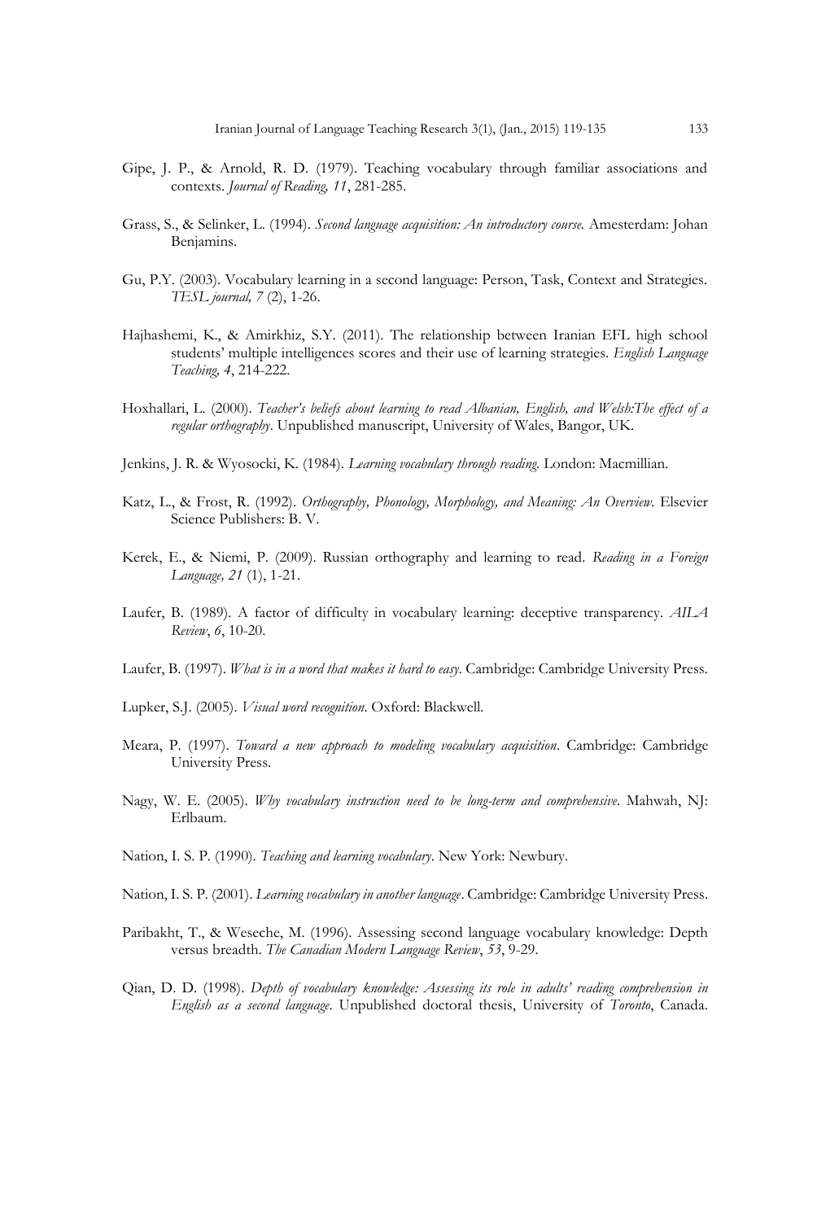Gipe, J. P., & Arnold, R. D. (1979). Teaching vocabulary through familiar associations and contexts. *Journal of Reading, 11*, 281-285.

Grass, S., & Selinker, L. (1994). *Second language acquisition: An introductory course.* Amesterdam: Johan Benjamins.

Gu, P.Y. (2003). Vocabulary learning in a second language: Person, Task, Context and Strategies. *TESL journal, 7* (2), 1-26.

Hajhashemi, K., & Amirkhiz, S.Y. (2011). The relationship between Iranian EFL high school students' multiple intelligences scores and their use of learning strategies. *English Language Teaching, 4*, 214-222.

Hoxhallari, L. (2000). *Teacher's beliefs about learning to read Albanian, English, and Welsh:The effect of a regular orthography*. Unpublished manuscript, University of Wales, Bangor, UK.

Jenkins, J. R. & Wyosocki, K. (1984). *Learning vocabulary through reading.* London: Macmillian.

Katz, L., & Frost, R. (1992). *Orthography, Phonology, Morphology, and Meaning: An Overview.* Elsevier Science Publishers: B. V.

Kerek, E., & Niemi, P. (2009). Russian orthography and learning to read. *Reading in a Foreign Language, 21* (1), 1-21.

Laufer, B. (1989). A factor of difficulty in vocabulary learning: deceptive transparency. *AILA Review*, *6*, 10-20.

Laufer, B. (1997). *What is in a word that makes it hard to easy*. Cambridge: Cambridge University Press.

Lupker, S.J. (2005). *Visual word recognition*. Oxford: Blackwell.

Meara, P. (1997). *Toward a new approach to modeling vocabulary acquisition*. Cambridge: Cambridge University Press.

Nagy, W. E. (2005). *Why vocabulary instruction need to be long-term and comprehensive*. Mahwah, NJ: Erlbaum.

Nation, I. S. P. (1990). *Teaching and learning vocabulary*. New York: Newbury.

Nation, I. S. P. (2001). *Learning vocabulary in another language*. Cambridge: Cambridge University Press.

Paribakht, T., & Weseche, M. (1996). Assessing second language vocabulary knowledge: Depth versus breadth. *The Canadian Modern Language Review*, *53*, 9-29.

Qian, D. D. (1998). *Depth of vocabulary knowledge: Assessing its role in adults' reading comprehension in English as a second language*. Unpublished doctoral thesis, University of *Toronto*, Canada.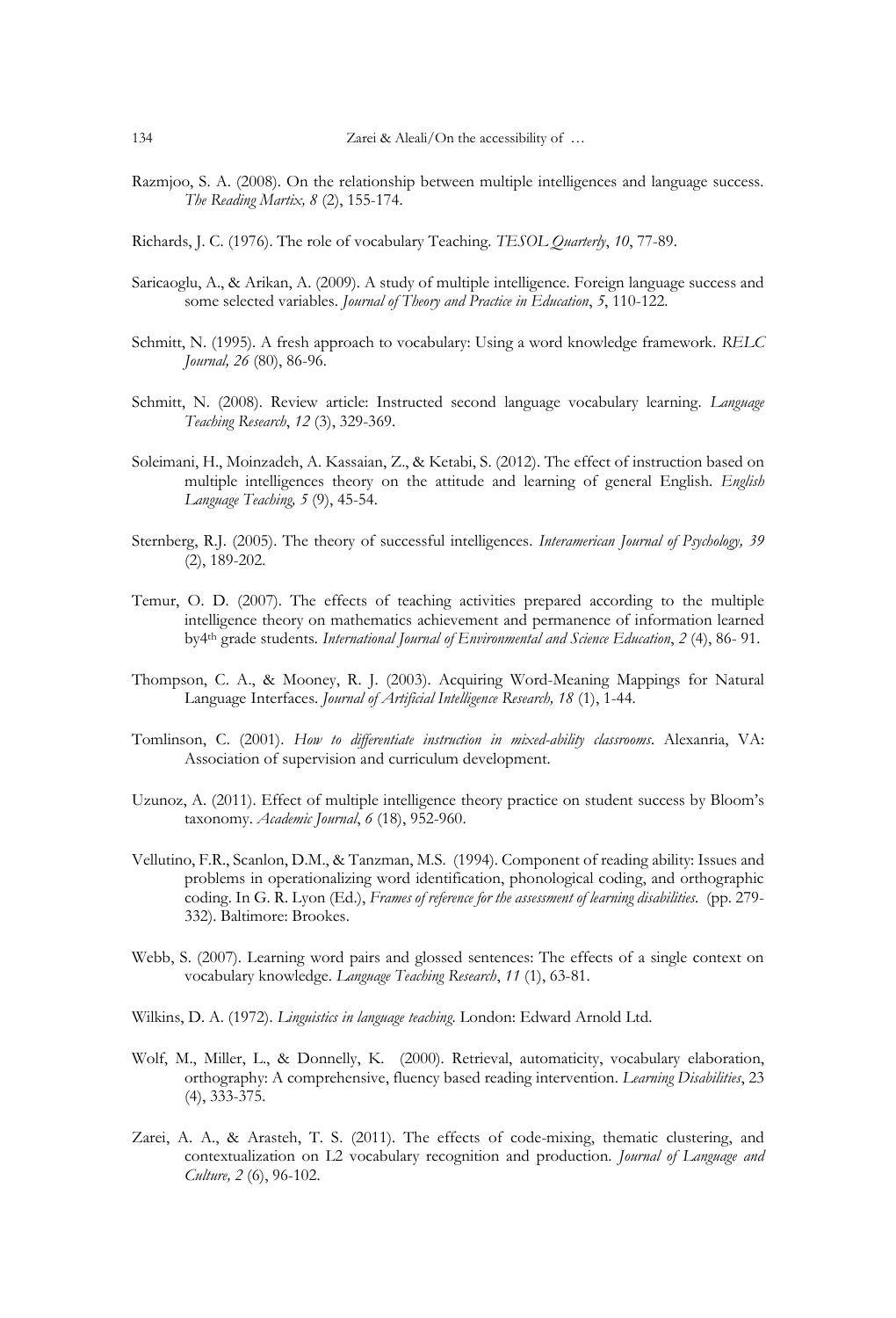Razmjoo, S. A. (2008). On the relationship between multiple intelligences and language success. *The Reading Martix, 8* (2), 155-174.

Richards, J. C. (1976). The role of vocabulary Teaching. *TESOL Quarterly*, *10*, 77-89.

Saricaoglu, A., & Arikan, A. (2009). A study of multiple intelligence. Foreign language success and some selected variables. *Journal of Theory and Practice in Education*, *5*, 110-122.

Schmitt, N. (1995). A fresh approach to vocabulary: Using a word knowledge framework. *RELC Journal, 26* (80), 86-96.

Schmitt, N. (2008). Review article: Instructed second language vocabulary learning. *Language Teaching Research*, *12* (3), 329-369.

Soleimani, H., Moinzadeh, A. Kassaian, Z., & Ketabi, S. (2012). The effect of instruction based on multiple intelligences theory on the attitude and learning of general English. *English Language Teaching, 5* (9), 45-54.

Sternberg, R.J. (2005). The theory of successful intelligences. *Interamerican Journal of Psychology, 39* (2), 189-202.

Temur, O. D. (2007). The effects of teaching activities prepared according to the multiple intelligence theory on mathematics achievement and permanence of information learned by4th grade students. *International Journal of Environmental and Science Education*, *2* (4), 86- 91.

Thompson, C. A., & Mooney, R. J. (2003). Acquiring Word-Meaning Mappings for Natural Language Interfaces. *Journal of Artificial Intelligence Research, 18* (1), 1-44.

Tomlinson, C. (2001). *How to differentiate instruction in mixed-ability classrooms*. Alexanria, VA: Association of supervision and curriculum development.

Uzunoz, A. (2011). Effect of multiple intelligence theory practice on student success by Bloom's taxonomy. *Academic Journal*, *6* (18), 952-960.

Vellutino, F.R., Scanlon, D.M., & Tanzman, M.S. (1994). Component of reading ability: Issues and problems in operationalizing word identification, phonological coding, and orthographic coding. In G. R. Lyon (Ed.), *Frames of reference for the assessment of learning disabilities*. (pp. 279-332). Baltimore: Brookes.

Webb, S. (2007). Learning word pairs and glossed sentences: The effects of a single context on vocabulary knowledge. *Language Teaching Research*, *11* (1), 63-81.

Wilkins, D. A. (1972). *Linguistics in language teaching*. London: Edward Arnold Ltd.

Wolf, M., Miller, L., & Donnelly, K. (2000). Retrieval, automaticity, vocabulary elaboration, orthography: A comprehensive, fluency based reading intervention. *Learning Disabilities*, 23 (4), 333-375.

Zarei, A. A., & Arasteh, T. S. (2011). The effects of code-mixing, thematic clustering, and contextualization on L2 vocabulary recognition and production. *Journal of Language and Culture, 2* (6), 96-102.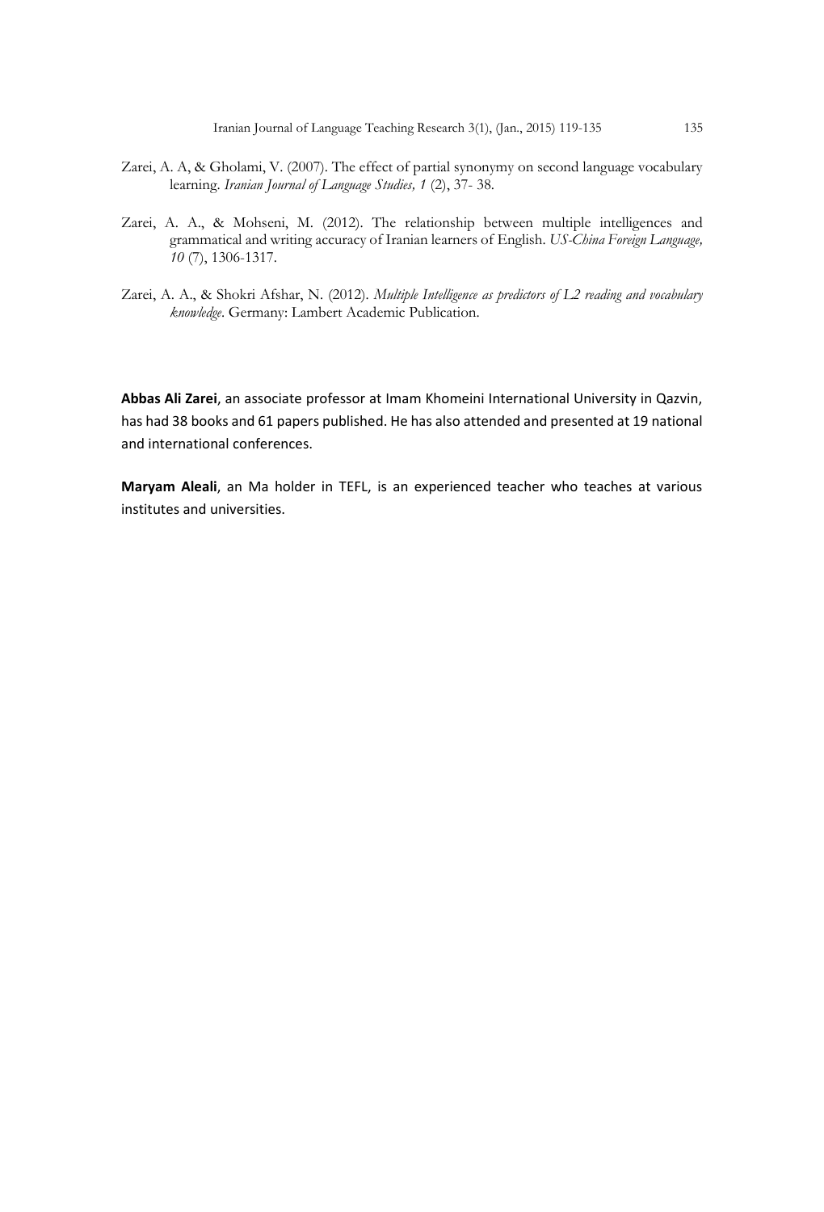Zarei, A. A, & Gholami, V. (2007). The effect of partial synonymy on second language vocabulary learning. *Iranian Journal of Language Studies, 1* (2), 37- 38.

Zarei, A. A., & Mohseni, M. (2012). The relationship between multiple intelligences and grammatical and writing accuracy of Iranian learners of English. *US-China Foreign Language, 10* (7), 1306-1317.

Zarei, A. A., & Shokri Afshar, N. (2012). *Multiple Intelligence as predictors of L2 reading and vocabulary knowledge*. Germany: Lambert Academic Publication.

**Abbas Ali Zarei**, an associate professor at Imam Khomeini International University in Qazvin, has had 38 books and 61 papers published. He has also attended and presented at 19 national and international conferences.

**Maryam Aleali**, an Ma holder in TEFL, is an experienced teacher who teaches at various institutes and universities.